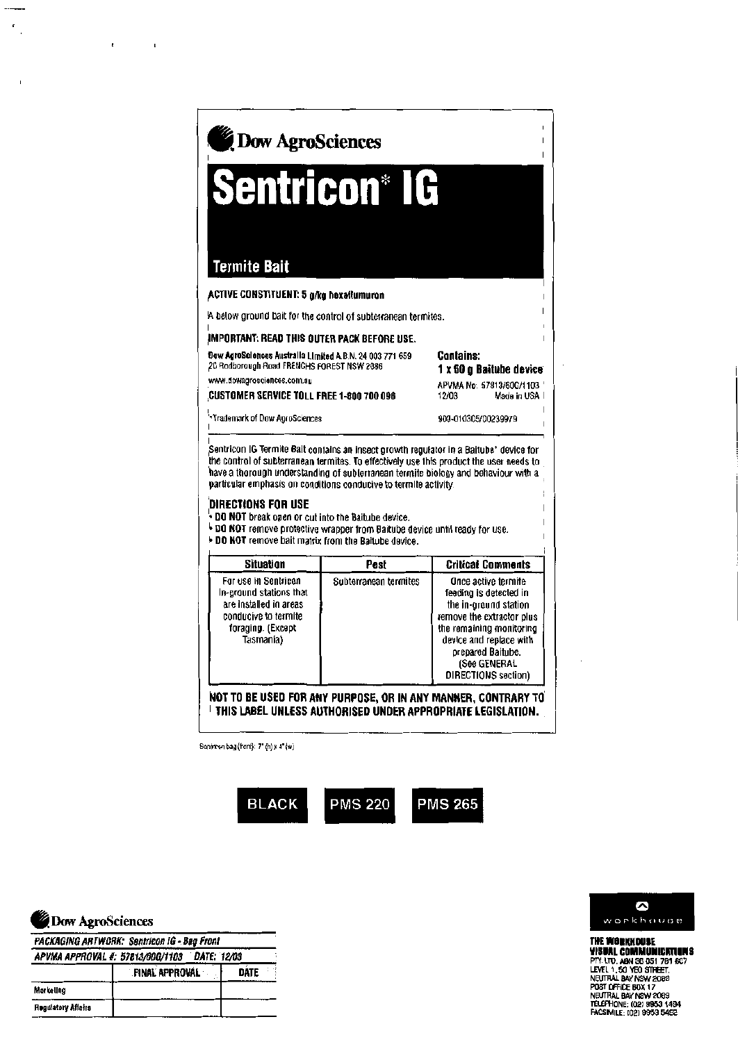Dow AgroSciences

# Sentricon* IG

## Termite Bait

**ACTIVE CONSTITUENT: 5 g/kg hexaflumuron**

A below ground bait for the control of subterranean termites.

**IMPORTANT: READ THIS OUTER PACK BEFORE USE.**

**Dow AgroSciences Australia Limited** A.B.N. 24 003 771 659
20 Rodborough Road FRENCHS FOREST NSW 2086
www.dowagrosciences.com.au
**CUSTOMER SERVICE TOLL FREE 1-800 700 096**

*Trademark of Dow AgroSciences

**Contains:**
**1 x 60 g Baitube device**

APVMA No: 57813/60C/1103
12/03 Made in USA

900-010305/00239979

Sentricon IG Termite Bait contains an insect growth regulator in a Baitube* device for the control of subterranean termites. To effectively use this product the user needs to have a thorough understanding of subterranean termite biology and behaviour with a particular emphasis on conditions conducive to termite activity.

## DIRECTIONS FOR USE

- **DO NOT** break open or cut into the Baitube device.
- **DO NOT** remove protective wrapper from Baitube device until ready for use.
- **DO NOT** remove bait matrix from the Baitube device.

| Situation | Pest | Critical Comments |
|---|---|---|
| For use in Sentricon In-ground stations that are installed in areas conducive to termite foraging. (Except Tasmania) | Subterranean termites | Once active termite feeding is detected in the in-ground station remove the extractor plus the remaining monitoring device and replace with prepared Baitube. (See GENERAL DIRECTIONS section) |

**NOT TO BE USED FOR ANY PURPOSE, OR IN ANY MANNER, CONTRARY TO THIS LABEL UNLESS AUTHORISED UNDER APPROPRIATE LEGISLATION.**

Sentricon bag (front): 7" (h) x 4" (w)

BLACK PMS 220 PMS 265

Dow AgroSciences

| PACKAGING ARTWORK: Sentricon IG - Bag Front | | |
|---|---|---|
| APVMA APPROVAL #: 57813/60C/1103 DATE: 12/03 | | |
| | FINAL APPROVAL | DATE |
| Marketing | | |
| Regulatory Affairs | | |

workhouse

**THE WORKHOUSE VISUAL COMMUNICATIONS**
PTY. LTD. ABN 36 051 781 607
LEVEL 1, 50 YEO STREET,
NEUTRAL BAY NSW 2089
POST OFFICE BOX 17
NEUTRAL BAY NSW 2089
TELEPHONE: (02) 9953 1494
FACSIMILE: (02) 9953 5452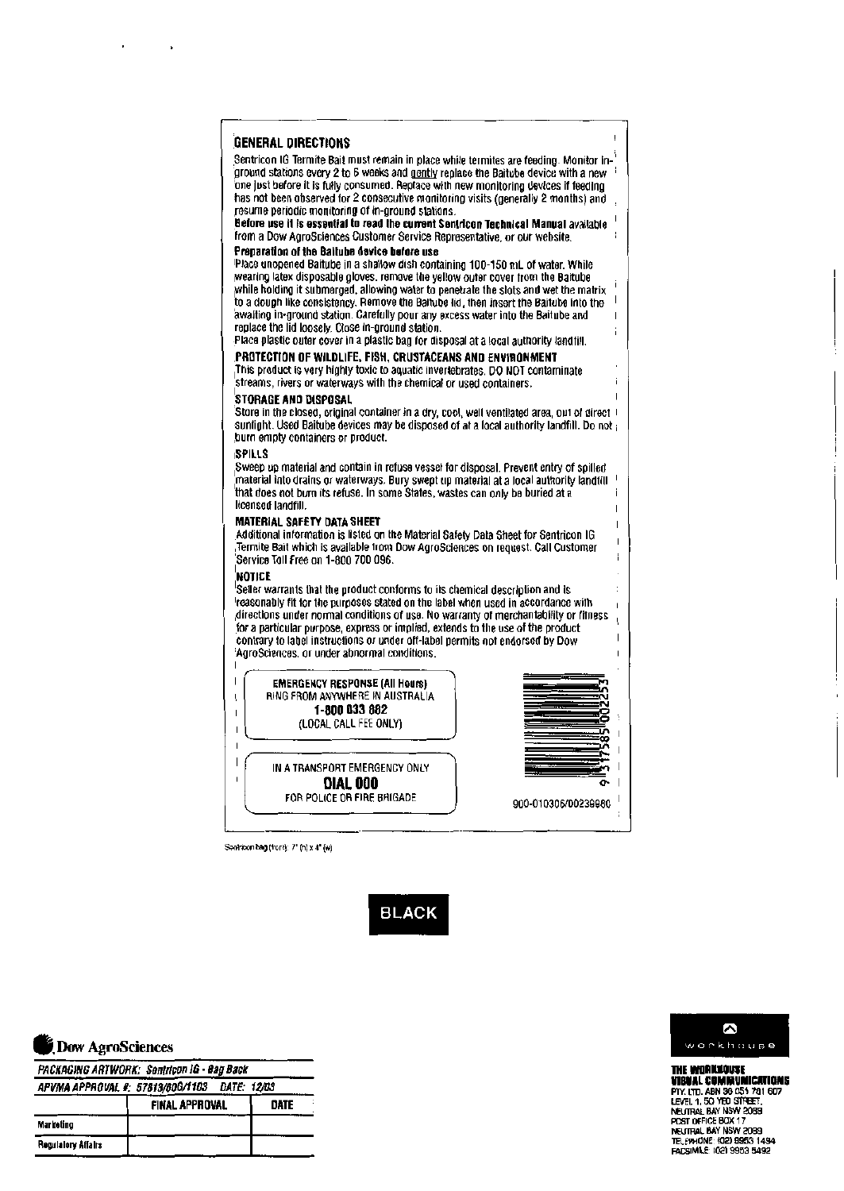## GENERAL DIRECTIONS

Sentricon IG Termite Bait must remain in place while termites are feeding. Monitor in-ground stations every 2 to 6 weeks and gently replace the Baitube device with a new one just before it is fully consumed. Replace with new monitoring devices if feeding has not been observed for 2 consecutive monitoring visits (generally 2 months) and resume periodic monitoring of in-ground stations.

**Before use it is essential to read the current Sentricon Technical Manual** available from a Dow AgroSciences Customer Service Representative, or our website.

**Preparation of the Baitube device before use**

Place unopened Baitube in a shallow dish containing 100-150 mL of water. While wearing latex disposable gloves, remove the yellow outer cover from the Baitube while holding it submerged, allowing water to penetrate the slots and wet the matrix to a dough like consistency. Remove the Baitube lid, then insert the Baitube into the awaiting in-ground station. Carefully pour any excess water into the Baitube and replace the lid loosely. Close in-ground station.

Place plastic outer cover in a plastic bag for disposal at a local authority landfill.

## PROTECTION OF WILDLIFE, FISH, CRUSTACEANS AND ENVIRONMENT

This product is very highly toxic to aquatic invertebrates. DO NOT contaminate streams, rivers or waterways with the chemical or used containers.

## STORAGE AND DISPOSAL

Store in the closed, original container in a dry, cool, well ventilated area, out of direct sunlight. Used Baitube devices may be disposed of at a local authority landfill. Do not burn empty containers or product.

## SPILLS

Sweep up material and contain in refuse vessel for disposal. Prevent entry of spilled material into drains or waterways. Bury swept up material at a local authority landfill that does not burn its refuse. In some States, wastes can only be buried at a licensed landfill.

## MATERIAL SAFETY DATA SHEET

Additional information is listed on the Material Safety Data Sheet for Sentricon IG Termite Bait which is available from Dow AgroSciences on request. Call Customer Service Toll Free on 1-800 700 096.

## NOTICE

Seller warrants that the product conforms to its chemical description and is reasonably fit for the purposes stated on the label when used in accordance with directions under normal conditions of use. No warranty of merchantability or fitness for a particular purpose, express or implied, extends to the use of the product contrary to label instructions or under off-label permits not endorsed by Dow AgroSciences, or under abnormal conditions.

**EMERGENCY RESPONSE (All Hours)**
RING FROM ANYWHERE IN AUSTRALIA
**1-800 033 882**
(LOCAL CALL FEE ONLY)

IN A TRANSPORT EMERGENCY ONLY
**DIAL 000**
FOR POLICE OR FIRE BRIGADE

9 311758 002253

900-010306/00239980

Sentricon bag (front): 7" (h) x 4" (w)

BLACK

Dow AgroSciences

| *PACKAGING ARTWORK: Sentricon IG - Bag Back* | | |
|---|---|---|
| *APVMA APPROVAL #: 57813/600/1103 DATE: 12/03* | | |
| | FINAL APPROVAL | DATE |
| Marketing | | |
| Regulatory Affairs | | |

workhouse

**THE WORKHOUSE VISUAL COMMUNICATIONS**
PTY. LTD. ABN 36 051 781 607
LEVEL 1, 50 YEO STREET,
NEUTRAL BAY NSW 2089
POST OFFICE BOX 17
NEUTRAL BAY NSW 2089
TELEPHONE (02) 9953 1494
FACSIMILE (02) 9953 5492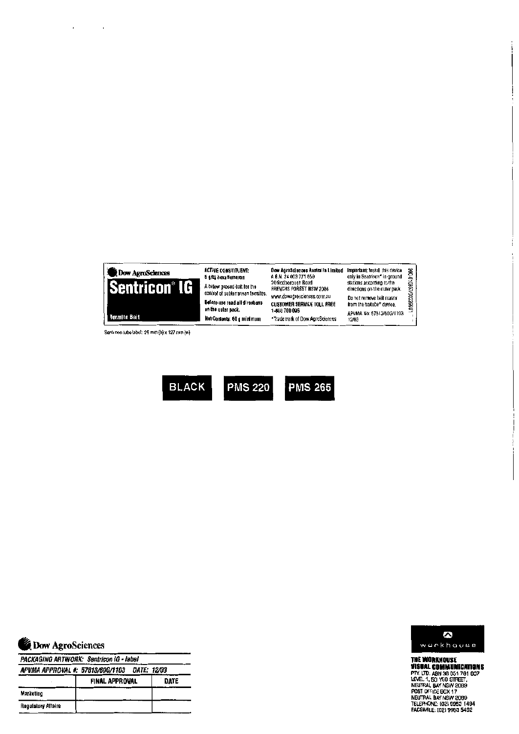**Dow AgroSciences**

**Sentricon* IG**

Termite Bait

**ACTIVE CONSTITUENT:**
5 g/kg hexaflumuron

A below ground bait for the control of subterranean termites.

**Before use read all directions on the outer pack.**

**Net Contents: 60 g minimum**

**Dow AgroSciences Australia Limited**
A.B.N. 24 003 771 659
20 Rodborough Road
FRENCHS FOREST NSW 2086
www.dowagrosciences.com.au
**CUSTOMER SERVICE TOLL FREE**
1-800 700 096

*Trademark of Dow AgroSciences

**Important:** Install this device only in Sentricon* in-ground stations according to the directions on the outer pack.

Do not remove bait matrix from the baitube* device.

APVMA No: 57813/60G/1103
12/03

Sentricon tube label: 25 mm (h) x 127 mm (w)

BLACK | PMS 220 | PMS 265

**Dow AgroSciences**

| *PACKAGING ARTWORK: Sentricon IG - label* | | |
|---|---|---|
| *APVMA APPROVAL #: 57813/60G/1103 DATE: 12/03* | | |
| | FINAL APPROVAL | DATE |
| Marketing | | |
| Regulatory Affairs | | |

workhouse

**THE WORKHOUSE VISUAL COMMUNICATIONS**
PTY. LTD. ABN 38 051 781 007
LEVEL 1, 50 YEO STREET,
NEUTRAL BAY NSW 2089
POST OFFICE BOX 17
NEUTRAL BAY NSW 2089
TELEPHONE: (02) 9953 1494
FACSIMILE: (02) 9953 5432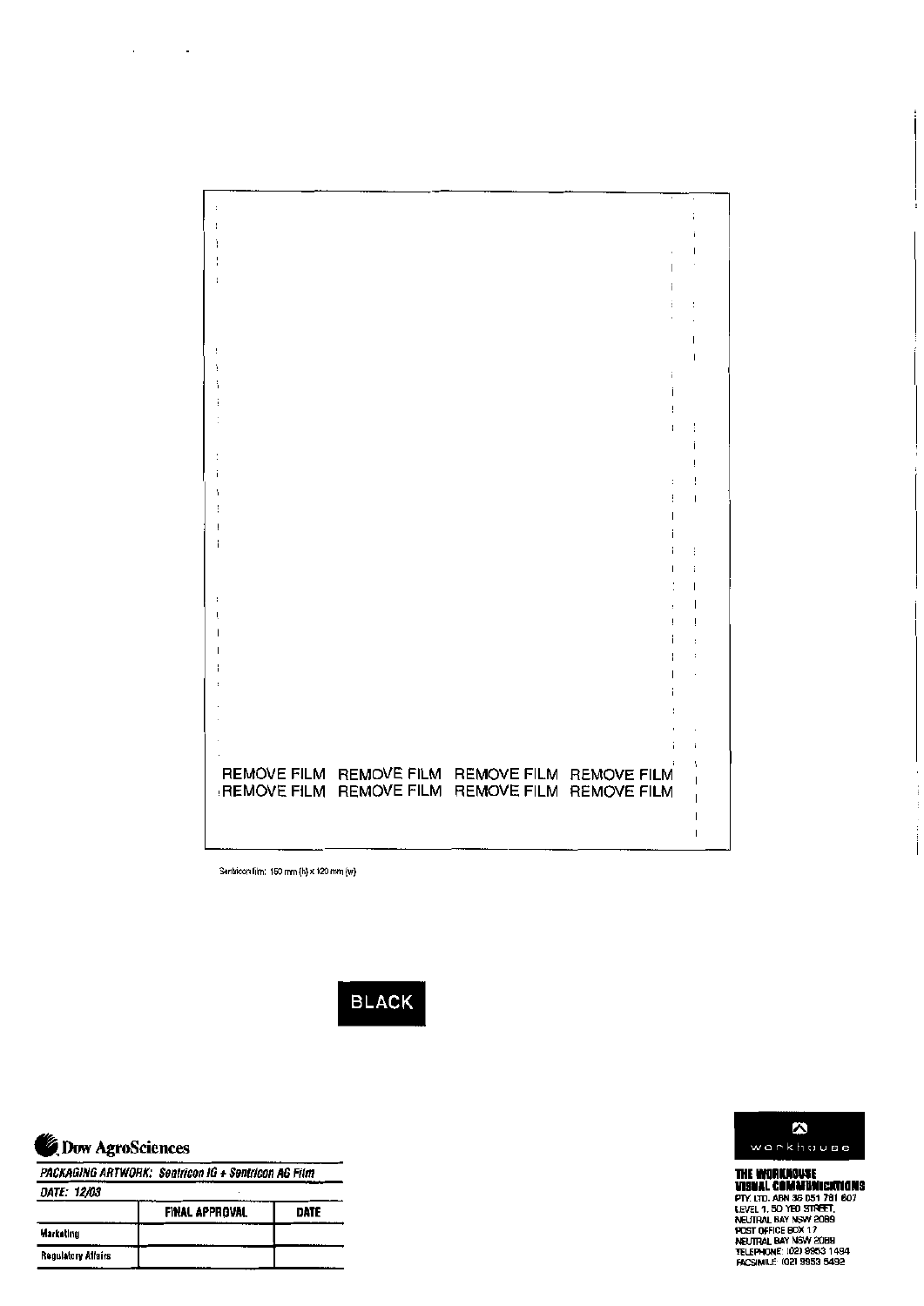REMOVE FILM REMOVE FILM REMOVE FILM REMOVE FILM
REMOVE FILM REMOVE FILM REMOVE FILM REMOVE FILM

Sentricon film: 150 mm (h) x 120 mm (w)

BLACK

Dow AgroSciences

| PACKAGING ARTWORK: Sentricon IG + Sentricon AG Film | | |
| --- | --- | --- |
| DATE: 12/03 | | |
| | FINAL APPROVAL | DATE |
| Marketing | | |
| Regulatory Affairs | | |

workhouse

THE WORKHOUSE
VISUAL COMMUNICATIONS
PTY. LTD. ABN 36 051 781 607
LEVEL 1, 50 YEO STREET,
NEUTRAL BAY NSW 2089
POST OFFICE BOX 17
NEUTRAL BAY NSW 2089
TELEPHONE: (02) 9953 1494
FACSIMILE: (02) 9953 5492